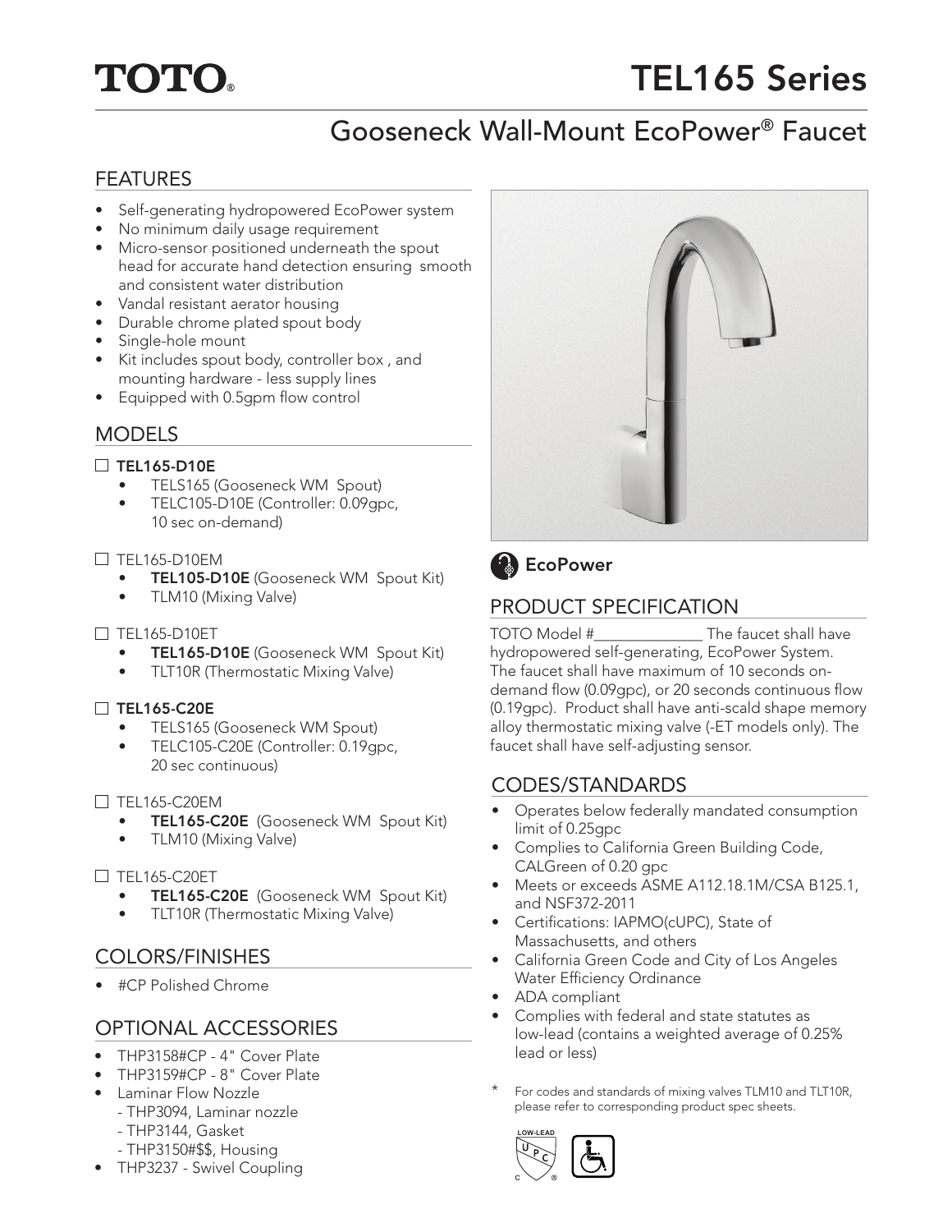# TOTO®

# TEL165 Series

## Gooseneck Wall-Mount EcoPower® Faucet

### FEATURES

- Self-generating hydropowered EcoPower system
- No minimum daily usage requirement
- Micro-sensor positioned underneath the spout head for accurate hand detection ensuring smooth and consistent water distribution
- Vandal resistant aerator housing
- Durable chrome plated spout body
- Single-hole mount
- Kit includes spout body, controller box , and mounting hardware - less supply lines
- Equipped with 0.5gpm flow control

### MODELS

☐ **TEL165-D10E**
- TELS165 (Gooseneck WM Spout)
- TELC105-D10E (Controller: 0.09gpc, 10 sec on-demand)

☐ TEL165-D10EM
- **TEL105-D10E** (Gooseneck WM Spout Kit)
- TLM10 (Mixing Valve)

☐ TEL165-D10ET
- **TEL165-D10E** (Gooseneck WM Spout Kit)
- TLT10R (Thermostatic Mixing Valve)

☐ **TEL165-C20E**
- TELS165 (Gooseneck WM Spout)
- TELC105-C20E (Controller: 0.19gpc, 20 sec continuous)

☐ TEL165-C20EM
- **TEL165-C20E** (Gooseneck WM Spout Kit)
- TLM10 (Mixing Valve)

☐ TEL165-C20ET
- **TEL165-C20E** (Gooseneck WM Spout Kit)
- TLT10R (Thermostatic Mixing Valve)

### COLORS/FINISHES

- #CP Polished Chrome

### OPTIONAL ACCESSORIES

- THP3158#CP - 4" Cover Plate
- THP3159#CP - 8" Cover Plate
- Laminar Flow Nozzle
  - THP3094, Laminar nozzle
  - THP3144, Gasket
  - THP3150#$$, Housing
- THP3237 - Swivel Coupling

**EcoPower**

### PRODUCT SPECIFICATION

TOTO Model #______________ The faucet shall have hydropowered self-generating, EcoPower System. The faucet shall have maximum of 10 seconds on-demand flow (0.09gpc), or 20 seconds continuous flow (0.19gpc). Product shall have anti-scald shape memory alloy thermostatic mixing valve (-ET models only). The faucet shall have self-adjusting sensor.

### CODES/STANDARDS

- Operates below federally mandated consumption limit of 0.25gpc
- Complies to California Green Building Code, CALGreen of 0.20 gpc
- Meets or exceeds ASME A112.18.1M/CSA B125.1, and NSF372-2011
- Certifications: IAPMO(cUPC), State of Massachusetts, and others
- California Green Code and City of Los Angeles Water Efficiency Ordinance
- ADA compliant
- Complies with federal and state statutes as low-lead (contains a weighted average of 0.25% lead or less)

\* For codes and standards of mixing valves TLM10 and TLT10R, please refer to corresponding product spec sheets.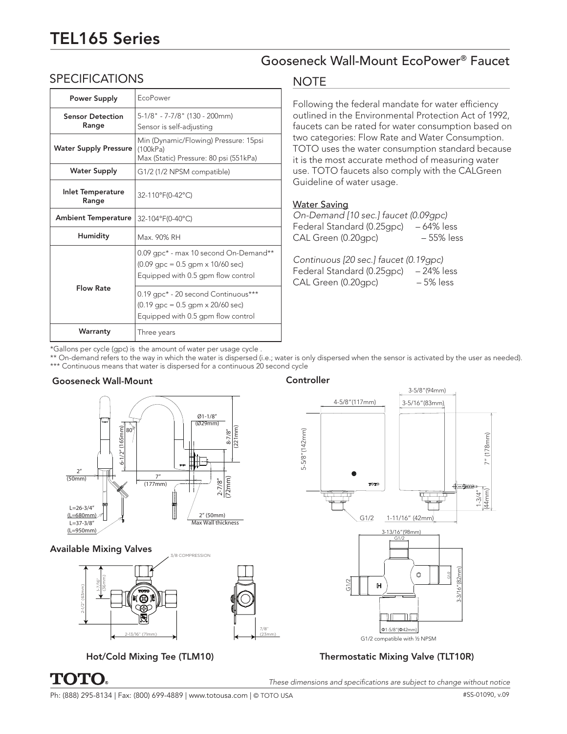# TEL165 Series

## Gooseneck Wall-Mount EcoPower® Faucet

## SPECIFICATIONS

| | |
|---|---|
| **Power Supply** | EcoPower |
| **Sensor Detection Range** | 5-1/8" - 7-7/8" (130 - 200mm)<br>Sensor is self-adjusting |
| **Water Supply Pressure** | Min (Dynamic/Flowing) Pressure: 15psi (100kPa)<br>Max (Static) Pressure: 80 psi (551kPa) |
| **Water Supply** | G1/2 (1/2 NPSM compatible) |
| **Inlet Temperature Range** | 32-110°F(0-42°C) |
| **Ambient Temperature** | 32-104°F(0-40°C) |
| **Humidity** | Max. 90% RH |
| **Flow Rate** | 0.09 gpc* - max 10 second On-Demand**<br>(0.09 gpc = 0.5 gpm x 10/60 sec)<br>Equipped with 0.5 gpm flow control |
| | 0.19 gpc* - 20 second Continuous***<br>(0.19 gpc = 0.5 gpm x 20/60 sec)<br>Equipped with 0.5 gpm flow control |
| **Warranty** | Three years |

*Gallons per cycle (gpc) is the amount of water per usage cycle .
** On-demand refers to the way in which the water is dispersed (i.e.; water is only dispersed when the sensor is activated by the user as needed).
*** Continuous means that water is dispersed for a continuous 20 second cycle

## NOTE

Following the federal mandate for water efficiency outlined in the Environmental Protection Act of 1992, faucets can be rated for water consumption based on two categories: Flow Rate and Water Consumption. TOTO uses the water consumption standard because it is the most accurate method of measuring water use. TOTO faucets also comply with the CALGreen Guideline of water usage.

Water Saving

*On-Demand [10 sec.] faucet (0.09gpc)*
Federal Standard (0.25gpc) – 64% less
CAL Green (0.20gpc) – 55% less

*Continuous [20 sec.] faucet (0.19gpc)*
Federal Standard (0.25gpc) – 24% less
CAL Green (0.20gpc) – 5% less

### Gooseneck Wall-Mount

80°
6-1/2" (165mm)
Ø1-1/8" (Ø29mm)
8-7/8" (221mm)
2" (50mm)
7" (177mm)
2-7/8" (72mm)
L=26-3/4" (L=680mm)
L=37-3/8" (L=950mm)
2" (50mm) Max Wall thickness

### Controller

3-5/8"(94mm)
4-5/8"(117mm)
3-5/16"(83mm)
5-5/8"(142mm)
7" (178mm)
1-3/4" (44mm)
G1/2
1-11/16" (42mm)
3-13/16"(98mm)
G1/2
G1/2
G1/2
3-3/16"(82mm)
Φ1-5/8"(Φ42mm)
G1/2 compatible with ½ NPSM

### Available Mixing Valves

3/8 COMPRESSION
1-7/16" (36mm)
2-1/2" (63mm)
2-13/16" (71mm)
7/8" (23mm)

Hot/Cold Mixing Tee (TLM10)

Thermostatic Mixing Valve (TLT10R)

*These dimensions and specifications are subject to change without notice*

Ph: (888) 295-8134 | Fax: (800) 699-4889 | www.totousa.com | © TOTO USA

#SS-01090, v.09